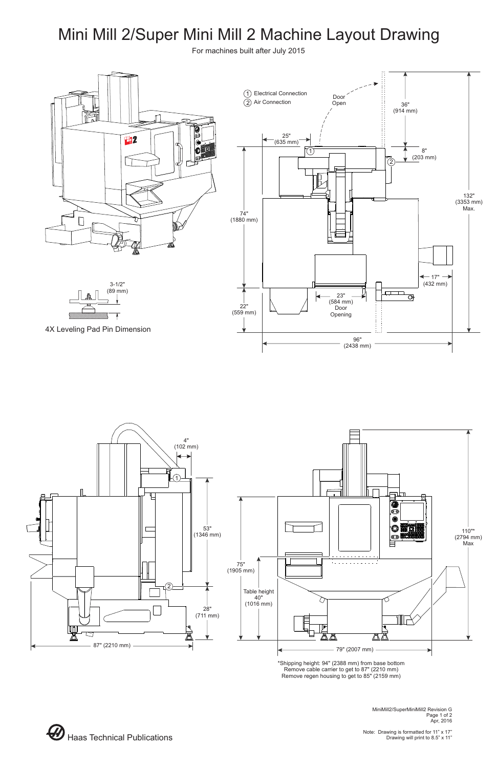# Mini Mill 2/Super Mini Mill 2 Machine Layout Drawing

For machines built after July 2015

1. Electrical Connection
2. Air Connection

Door Open

36" (914 mm)

25" (635 mm)

8" (203 mm)

132" (3353 mm) Max.

74" (1880 mm)

17" (432 mm)

22" (559 mm)

23" (584 mm) Door Opening

96" (2438 mm)

3-1/2" (89 mm)

4X Leveling Pad Pin Dimension

4" (102 mm)

53" (1346 mm)

28" (711 mm)

87" (2210 mm)

75" (1905 mm)

Table height 40" (1016 mm)

110"* (2794 mm) Max

79" (2007 mm)

*Shipping height: 94" (2388 mm) from base bottom
Remove cable carrier to get to 87" (2210 mm)
Remove regen housing to get to 85" (2159 mm)

MiniMill2/SuperMiniMill2 Revision G
Apr, 2016

Note: Drawing is formatted for 11" x 17"
Drawing will print to 8.5" x 11"

Haas Technical Publications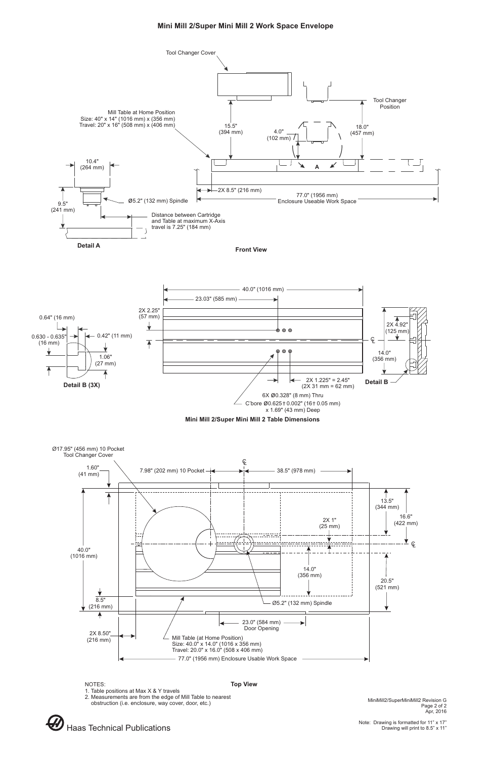# Mini Mill 2/Super Mini Mill 2 Work Space Envelope

Tool Changer Cover

Tool Changer Position

Mill Table at Home Position
Size: 40" x 14" (1016 mm) x (356 mm)
Travel: 20" x 16" (508 mm) x (406 mm)

15.5" (394 mm)

4.0" (102 mm)

18.0" (457 mm)

10.4" (264 mm)

9.5" (241 mm)

Ø5.2" (132 mm) Spindle

Distance between Cartridge and Table at maximum X-Axis travel is 7.25" (184 mm)

2X 8.5" (216 mm)

77.0" (1956 mm) Enclosure Useable Work Space

A

**Detail A**

**Front View**

40.0" (1016 mm)

23.03" (585 mm)

2X 2.25" (57 mm)

0.64" (16 mm)

0.630 - 0.635" (16 mm)

0.42" (11 mm)

1.06" (27 mm)

**Detail B (3X)**

2X 4.92" (125 mm)

14.0" (356 mm)

**Detail B**

2X 1.225" = 2.45" (2X 31 mm = 62 mm)

6X Ø0.328" (8 mm) Thru
C'bore Ø0.625 ± 0.002" (16 ± 0.05 mm) x 1.69" (43 mm) Deep

**Mini Mill 2/Super Mini Mill 2 Table Dimensions**

Ø17.95" (456 mm) 10 Pocket Tool Changer Cover

1.60" (41 mm)

7.98" (202 mm) 10 Pocket

38.5" (978 mm)

13.5" (344 mm)

16.6" (422 mm)

2X 1" (25 mm)

40.0" (1016 mm)

14.0" (356 mm)

20.5" (521 mm)

8.5" (216 mm)

Ø5.2" (132 mm) Spindle

23.0" (584 mm) Door Opening

2X 8.50" (216 mm)

Mill Table (at Home Position)
Size: 40.0" x 14.0" (1016 x 356 mm)
Travel: 20.0" x 16.0" (508 x 406 mm)

77.0" (1956 mm) Enclosure Usable Work Space

**Top View**

NOTES:
1. Table positions at Max X & Y travels
2. Measurements are from the edge of Mill Table to nearest obstruction (i.e. enclosure, way cover, door, etc.)

MiniMill2/SuperMiniMill2 Revision G
Apr, 2016

Haas Technical Publications

Note: Drawing is formatted for 11" x 17"
Drawing will print to 8.5" x 11"